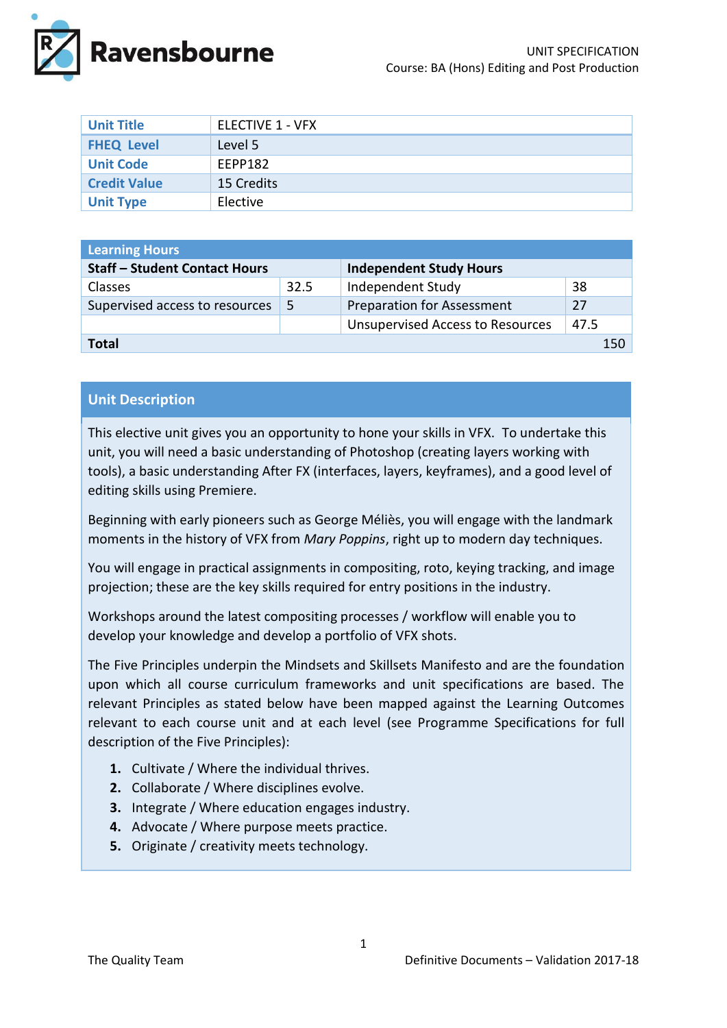Ravensbourne

UNIT SPECIFICATION
Course: BA (Hons) Editing and Post Production

| Unit Title | ELECTIVE 1 - VFX |
|---|---|
| FHEQ Level | Level 5 |
| Unit Code | EEPP182 |
| Credit Value | 15 Credits |
| Unit Type | Elective |

| Learning Hours | | | |
|---|---|---|---|
| **Staff – Student Contact Hours** | | **Independent Study Hours** | |
| Classes | 32.5 | Independent Study | 38 |
| Supervised access to resources | 5 | Preparation for Assessment | 27 |
| | | Unsupervised Access to Resources | 47.5 |
| **Total** | | | 150 |

## Unit Description

This elective unit gives you an opportunity to hone your skills in VFX. To undertake this unit, you will need a basic understanding of Photoshop (creating layers working with tools), a basic understanding After FX (interfaces, layers, keyframes), and a good level of editing skills using Premiere.

Beginning with early pioneers such as George Méliès, you will engage with the landmark moments in the history of VFX from *Mary Poppins*, right up to modern day techniques.

You will engage in practical assignments in compositing, roto, keying tracking, and image projection; these are the key skills required for entry positions in the industry.

Workshops around the latest compositing processes / workflow will enable you to develop your knowledge and develop a portfolio of VFX shots.

The Five Principles underpin the Mindsets and Skillsets Manifesto and are the foundation upon which all course curriculum frameworks and unit specifications are based. The relevant Principles as stated below have been mapped against the Learning Outcomes relevant to each course unit and at each level (see Programme Specifications for full description of the Five Principles):

1. Cultivate / Where the individual thrives.
2. Collaborate / Where disciplines evolve.
3. Integrate / Where education engages industry.
4. Advocate / Where purpose meets practice.
5. Originate / creativity meets technology.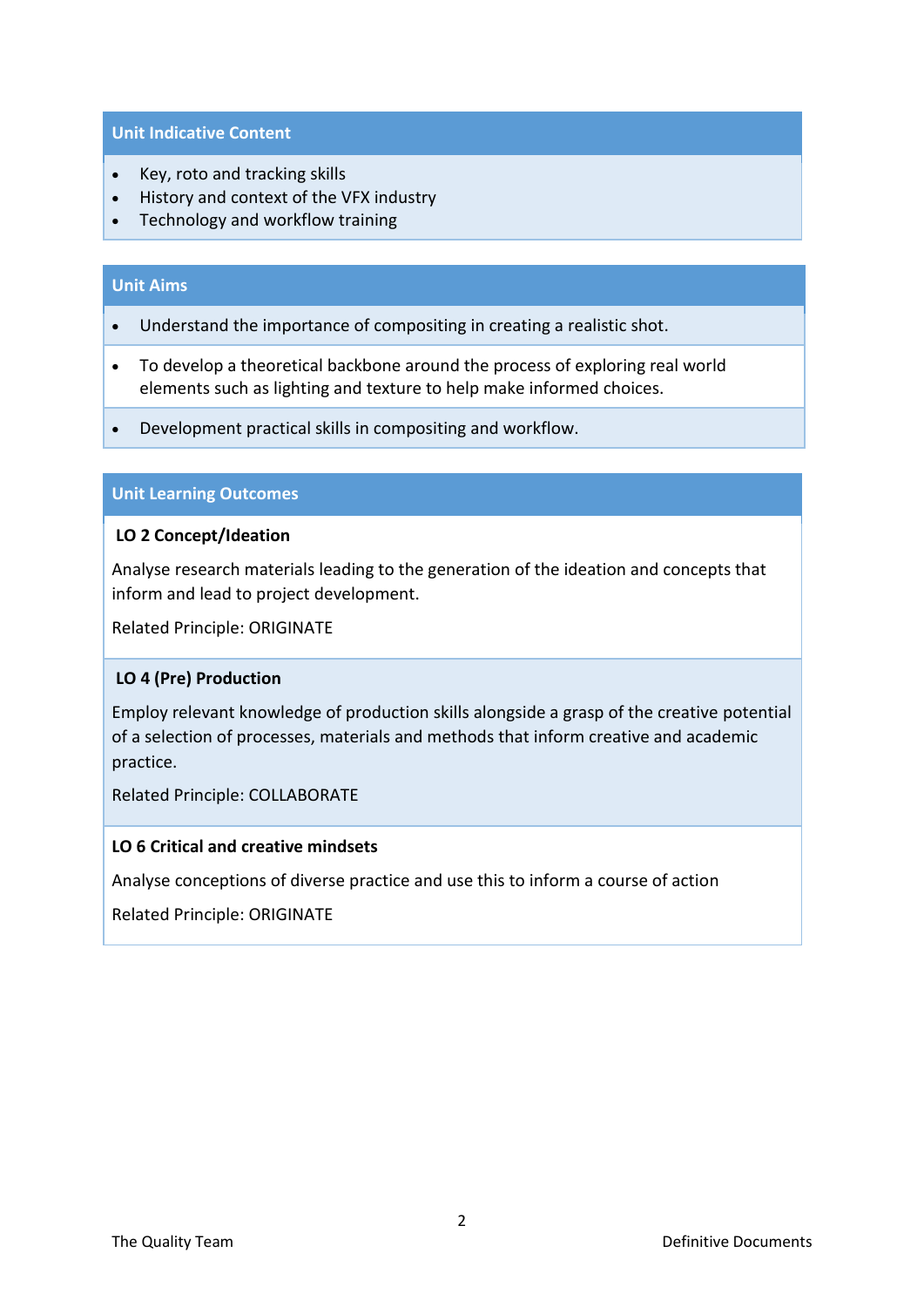## Unit Indicative Content

- Key, roto and tracking skills
- History and context of the VFX industry
- Technology and workflow training

## Unit Aims

- Understand the importance of compositing in creating a realistic shot.
- To develop a theoretical backbone around the process of exploring real world elements such as lighting and texture to help make informed choices.
- Development practical skills in compositing and workflow.

## Unit Learning Outcomes

**LO 2 Concept/Ideation**

Analyse research materials leading to the generation of the ideation and concepts that inform and lead to project development.

Related Principle: ORIGINATE

**LO 4 (Pre) Production**

Employ relevant knowledge of production skills alongside a grasp of the creative potential of a selection of processes, materials and methods that inform creative and academic practice.

Related Principle: COLLABORATE

**LO 6 Critical and creative mindsets**

Analyse conceptions of diverse practice and use this to inform a course of action

Related Principle: ORIGINATE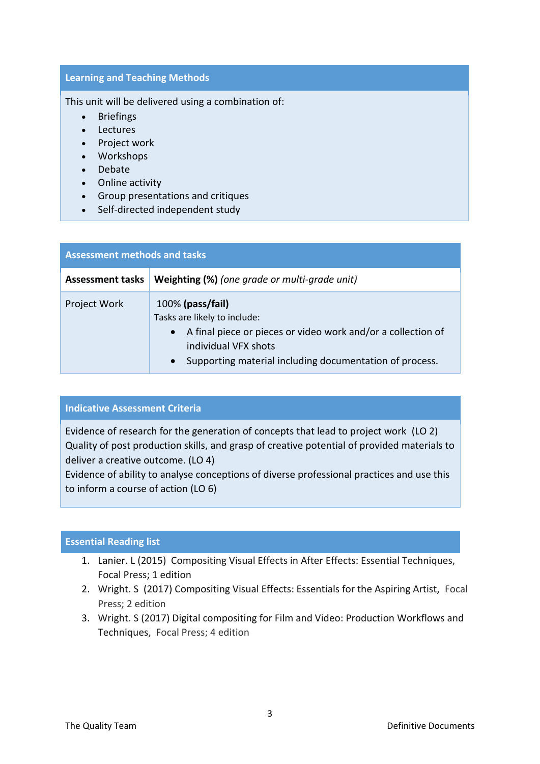## Learning and Teaching Methods

This unit will be delivered using a combination of:

- Briefings
- Lectures
- Project work
- Workshops
- Debate
- Online activity
- Group presentations and critiques
- Self-directed independent study

## Assessment methods and tasks

| Assessment tasks | Weighting (%) *(one grade or multi-grade unit)* |
|---|---|
| Project Work | 100% **(pass/fail)**<br>Tasks are likely to include:<br>• A final piece or pieces or video work and/or a collection of individual VFX shots<br>• Supporting material including documentation of process. |

## Indicative Assessment Criteria

Evidence of research for the generation of concepts that lead to project work (LO 2)
Quality of post production skills, and grasp of creative potential of provided materials to deliver a creative outcome. (LO 4)
Evidence of ability to analyse conceptions of diverse professional practices and use this to inform a course of action (LO 6)

## Essential Reading list

1. Lanier. L (2015) Compositing Visual Effects in After Effects: Essential Techniques, Focal Press; 1 edition
2. Wright. S (2017) Compositing Visual Effects: Essentials for the Aspiring Artist, Focal Press; 2 edition
3. Wright. S (2017) Digital compositing for Film and Video: Production Workflows and Techniques, Focal Press; 4 edition